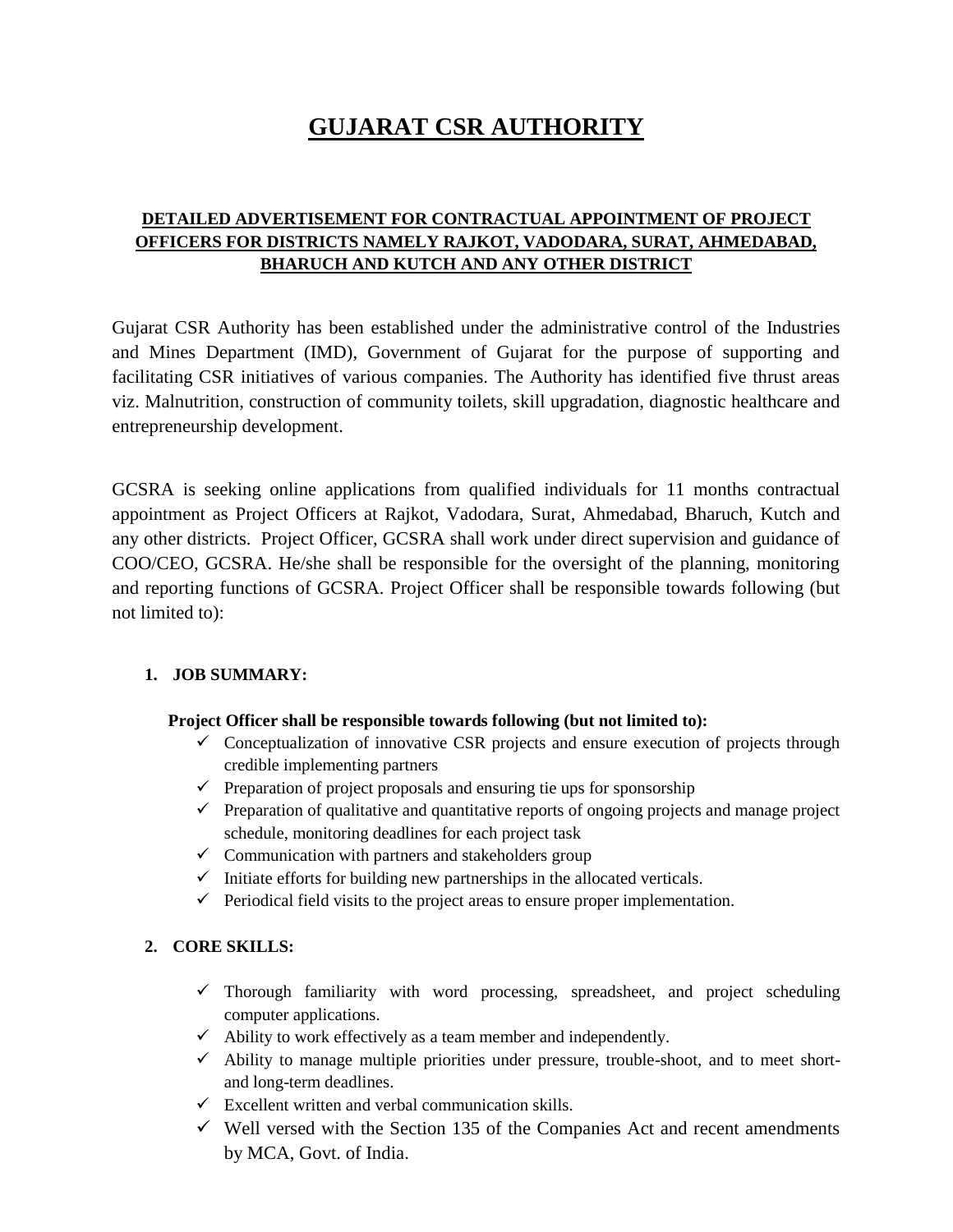# GUJARAT CSR AUTHORITY

## DETAILED ADVERTISEMENT FOR CONTRACTUAL APPOINTMENT OF PROJECT OFFICERS FOR DISTRICTS NAMELY RAJKOT, VADODARA, SURAT, AHMEDABAD, BHARUCH AND KUTCH AND ANY OTHER DISTRICT

Gujarat CSR Authority has been established under the administrative control of the Industries and Mines Department (IMD), Government of Gujarat for the purpose of supporting and facilitating CSR initiatives of various companies. The Authority has identified five thrust areas viz. Malnutrition, construction of community toilets, skill upgradation, diagnostic healthcare and entrepreneurship development.

GCSRA is seeking online applications from qualified individuals for 11 months contractual appointment as Project Officers at Rajkot, Vadodara, Surat, Ahmedabad, Bharuch, Kutch and any other districts. Project Officer, GCSRA shall work under direct supervision and guidance of COO/CEO, GCSRA. He/she shall be responsible for the oversight of the planning, monitoring and reporting functions of GCSRA. Project Officer shall be responsible towards following (but not limited to):

### 1. JOB SUMMARY:

**Project Officer shall be responsible towards following (but not limited to):**

- ✓ Conceptualization of innovative CSR projects and ensure execution of projects through credible implementing partners
- ✓ Preparation of project proposals and ensuring tie ups for sponsorship
- ✓ Preparation of qualitative and quantitative reports of ongoing projects and manage project schedule, monitoring deadlines for each project task
- ✓ Communication with partners and stakeholders group
- ✓ Initiate efforts for building new partnerships in the allocated verticals.
- ✓ Periodical field visits to the project areas to ensure proper implementation.

### 2. CORE SKILLS:

- ✓ Thorough familiarity with word processing, spreadsheet, and project scheduling computer applications.
- ✓ Ability to work effectively as a team member and independently.
- ✓ Ability to manage multiple priorities under pressure, trouble-shoot, and to meet short- and long-term deadlines.
- ✓ Excellent written and verbal communication skills.
- ✓ Well versed with the Section 135 of the Companies Act and recent amendments by MCA, Govt. of India.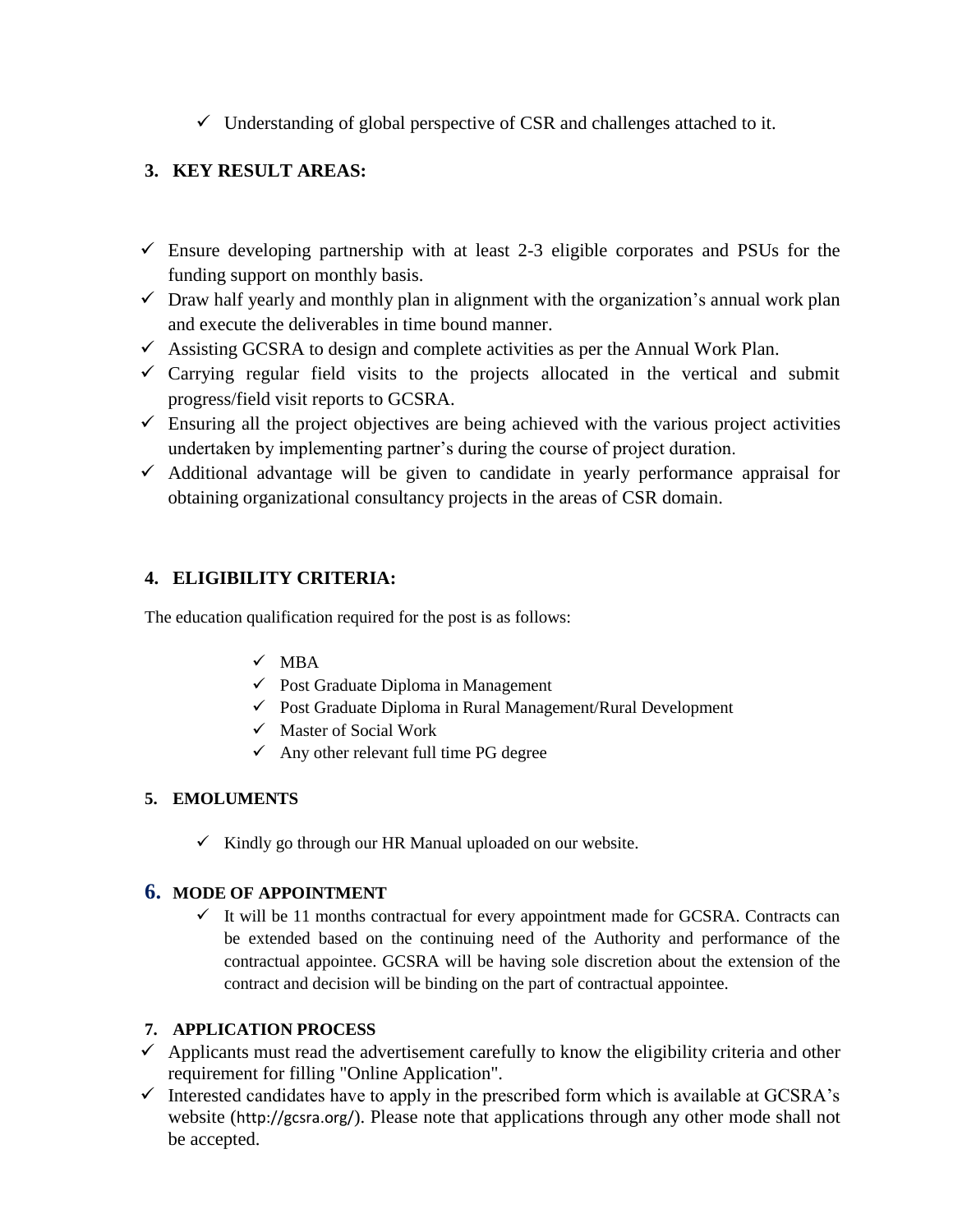- ✓ Understanding of global perspective of CSR and challenges attached to it.

## 3. KEY RESULT AREAS:

- ✓ Ensure developing partnership with at least 2-3 eligible corporates and PSUs for the funding support on monthly basis.
- ✓ Draw half yearly and monthly plan in alignment with the organization's annual work plan and execute the deliverables in time bound manner.
- ✓ Assisting GCSRA to design and complete activities as per the Annual Work Plan.
- ✓ Carrying regular field visits to the projects allocated in the vertical and submit progress/field visit reports to GCSRA.
- ✓ Ensuring all the project objectives are being achieved with the various project activities undertaken by implementing partner's during the course of project duration.
- ✓ Additional advantage will be given to candidate in yearly performance appraisal for obtaining organizational consultancy projects in the areas of CSR domain.

## 4. ELIGIBILITY CRITERIA:

The education qualification required for the post is as follows:

- ✓ MBA
- ✓ Post Graduate Diploma in Management
- ✓ Post Graduate Diploma in Rural Management/Rural Development
- ✓ Master of Social Work
- ✓ Any other relevant full time PG degree

## 5. EMOLUMENTS

- ✓ Kindly go through our HR Manual uploaded on our website.

## 6. MODE OF APPOINTMENT

- ✓ It will be 11 months contractual for every appointment made for GCSRA. Contracts can be extended based on the continuing need of the Authority and performance of the contractual appointee. GCSRA will be having sole discretion about the extension of the contract and decision will be binding on the part of contractual appointee.

## 7. APPLICATION PROCESS

- ✓ Applicants must read the advertisement carefully to know the eligibility criteria and other requirement for filling "Online Application".
- ✓ Interested candidates have to apply in the prescribed form which is available at GCSRA's website (http://gcsra.org/). Please note that applications through any other mode shall not be accepted.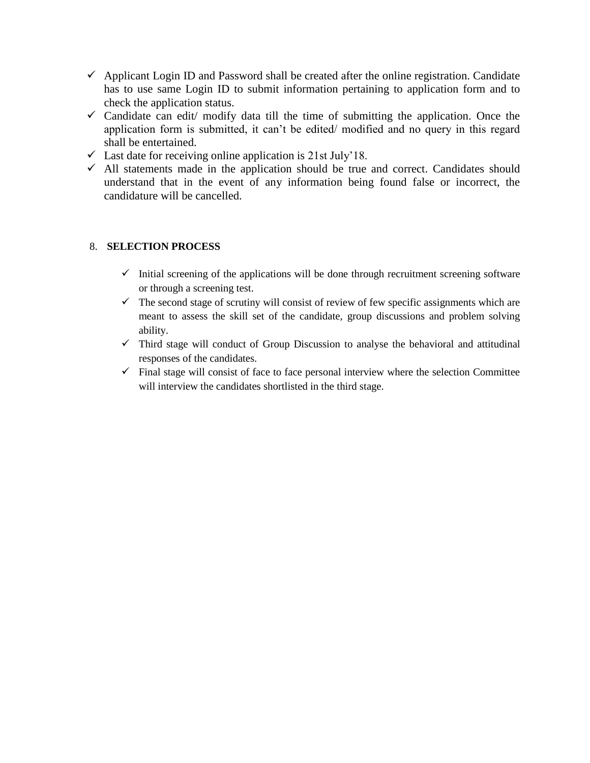- ✓ Applicant Login ID and Password shall be created after the online registration. Candidate has to use same Login ID to submit information pertaining to application form and to check the application status.
- ✓ Candidate can edit/ modify data till the time of submitting the application. Once the application form is submitted, it can't be edited/ modified and no query in this regard shall be entertained.
- ✓ Last date for receiving online application is 21st July'18.
- ✓ All statements made in the application should be true and correct. Candidates should understand that in the event of any information being found false or incorrect, the candidature will be cancelled.

8. **SELECTION PROCESS**

- ✓ Initial screening of the applications will be done through recruitment screening software or through a screening test.
- ✓ The second stage of scrutiny will consist of review of few specific assignments which are meant to assess the skill set of the candidate, group discussions and problem solving ability.
- ✓ Third stage will conduct of Group Discussion to analyse the behavioral and attitudinal responses of the candidates.
- ✓ Final stage will consist of face to face personal interview where the selection Committee will interview the candidates shortlisted in the third stage.